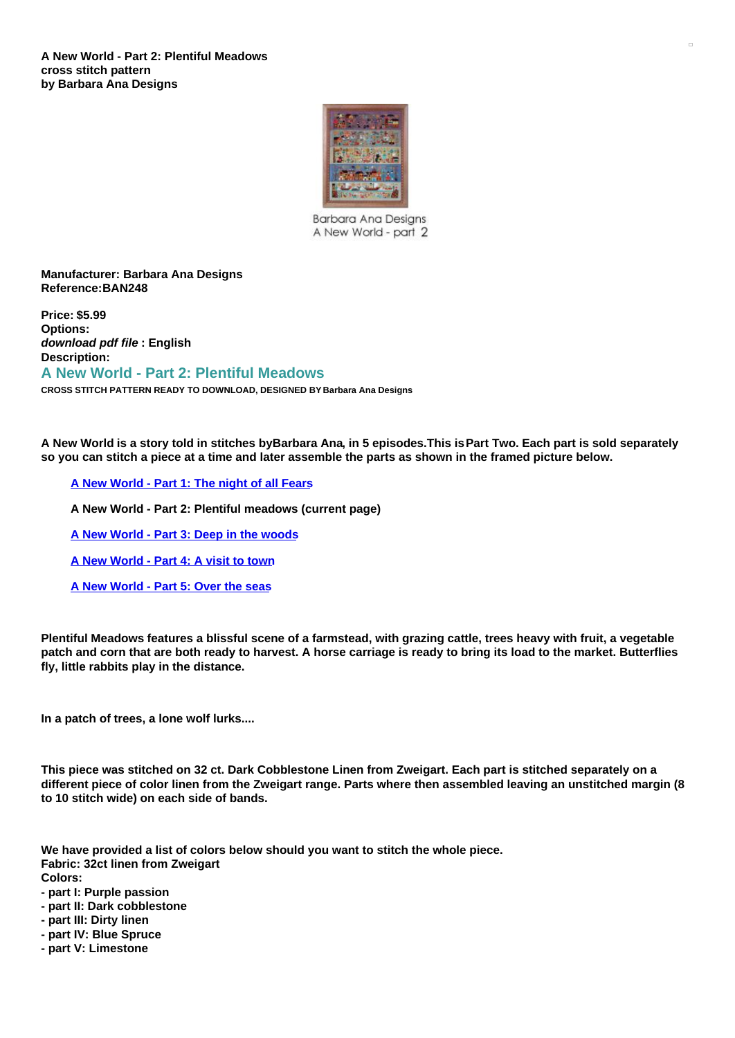**A New World - Part 2: Plentiful Meadows**
**cross stitch pattern**
**by Barbara Ana Designs**

Barbara Ana Designs
A New World - part 2

**Manufacturer: Barbara Ana Designs**
**Reference:BAN248**

**Price: $5.99**
**Options:**
***download pdf file* : English**
**Description:**

## A New World - Part 2: Plentiful Meadows

**CROSS STITCH PATTERN READY TO DOWNLOAD, DESIGNED BY Barbara Ana Designs**

**A New World is a story told in stitches byBarbara Ana, in 5 episodes.This isPart Two. Each part is sold separately so you can stitch a piece at a time and later assemble the parts as shown in the framed picture below.**

- **A New World - Part 1: The night of all Fears**
- **A New World - Part 2: Plentiful meadows (current page)**
- **A New World - Part 3: Deep in the woods**
- **A New World - Part 4: A visit to town**
- **A New World - Part 5: Over the seas**

**Plentiful Meadows features a blissful scene of a farmstead, with grazing cattle, trees heavy with fruit, a vegetable patch and corn that are both ready to harvest. A horse carriage is ready to bring its load to the market. Butterflies fly, little rabbits play in the distance.**

**In a patch of trees, a lone wolf lurks....**

**This piece was stitched on 32 ct. Dark Cobblestone Linen from Zweigart. Each part is stitched separately on a different piece of color linen from the Zweigart range. Parts where then assembled leaving an unstitched margin (8 to 10 stitch wide) on each side of bands.**

**We have provided a list of colors below should you want to stitch the whole piece.**
**Fabric: 32ct linen from Zweigart**
**Colors:**
- **part I: Purple passion**
- **part II: Dark cobblestone**
- **part III: Dirty linen**
- **part IV: Blue Spruce**
- **part V: Limestone**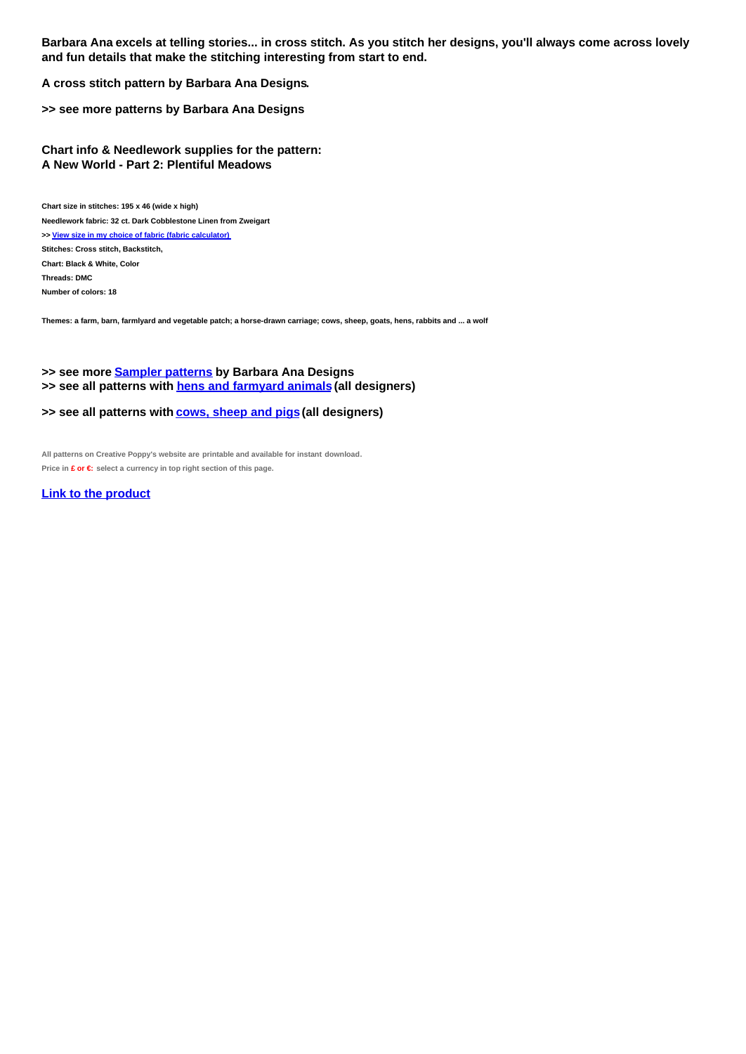**Barbara Ana excels at telling stories... in cross stitch. As you stitch her designs, you'll always come across lovely and fun details that make the stitching interesting from start to end.**

**A cross stitch pattern by Barbara Ana Designs.**

**>> see more patterns by Barbara Ana Designs**

## Chart info & Needlework supplies for the pattern:
## A New World - Part 2: Plentiful Meadows

**Chart size in stitches: 195 x 46 (wide x high)**

**Needlework fabric: 32 ct. Dark Cobblestone Linen from Zweigart**

**>> View size in my choice of fabric (fabric calculator)**

**Stitches: Cross stitch, Backstitch,**

**Chart: Black & White, Color**

**Threads: DMC**

**Number of colors: 18**

**Themes: a farm, barn, farmlyard and vegetable patch; a horse-drawn carriage; cows, sheep, goats, hens, rabbits and ... a wolf**

**>> see more Sampler patterns by Barbara Ana Designs**
**>> see all patterns with hens and farmyard animals (all designers)**

**>> see all patterns with cows, sheep and pigs (all designers)**

All patterns on Creative Poppy's website are printable and available for instant download.
Price in £ or €: select a currency in top right section of this page.

**Link to the product**